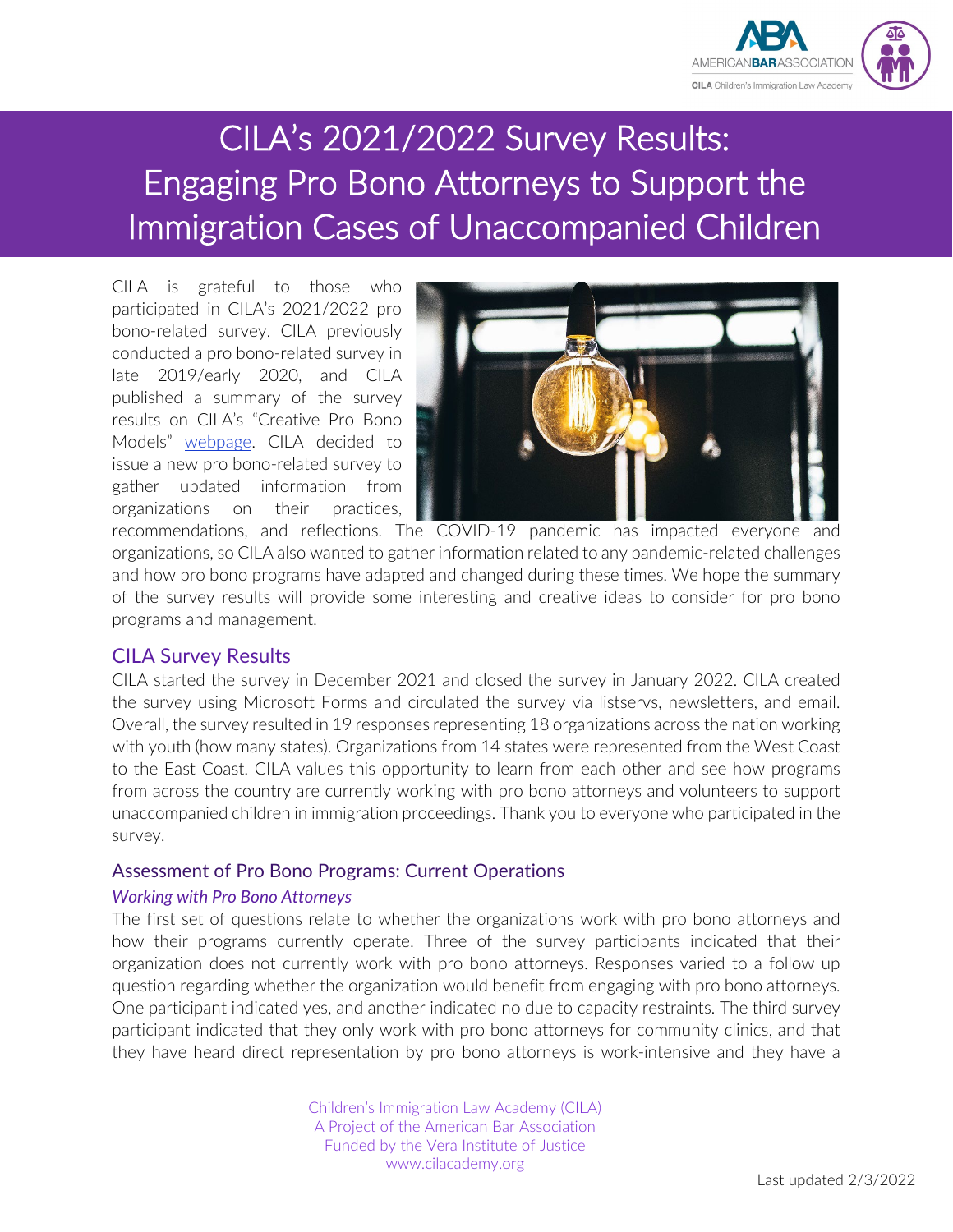# CILA's 2021/2022 Survey Results: Engaging Pro Bono Attorneys to Support the Immigration Cases of Unaccompanied Children

CILA is grateful to those who participated in CILA's 2021/2022 pro bono-related survey. CILA previously conducted a pro bono-related survey in late 2019/early 2020, and CILA published a summary of the survey results on CILA's "Creative Pro Bono Models" [webpage](). CILA decided to issue a new pro bono-related survey to gather updated information from organizations on their practices, recommendations, and reflections. The COVID-19 pandemic has impacted everyone and organizations, so CILA also wanted to gather information related to any pandemic-related challenges and how pro bono programs have adapted and changed during these times. We hope the summary of the survey results will provide some interesting and creative ideas to consider for pro bono programs and management.

## CILA Survey Results

CILA started the survey in December 2021 and closed the survey in January 2022. CILA created the survey using Microsoft Forms and circulated the survey via listservs, newsletters, and email. Overall, the survey resulted in 19 responses representing 18 organizations across the nation working with youth (how many states). Organizations from 14 states were represented from the West Coast to the East Coast. CILA values this opportunity to learn from each other and see how programs from across the country are currently working with pro bono attorneys and volunteers to support unaccompanied children in immigration proceedings. Thank you to everyone who participated in the survey.

### Assessment of Pro Bono Programs: Current Operations

*Working with Pro Bono Attorneys*

The first set of questions relate to whether the organizations work with pro bono attorneys and how their programs currently operate. Three of the survey participants indicated that their organization does not currently work with pro bono attorneys. Responses varied to a follow up question regarding whether the organization would benefit from engaging with pro bono attorneys. One participant indicated yes, and another indicated no due to capacity restraints. The third survey participant indicated that they only work with pro bono attorneys for community clinics, and that they have heard direct representation by pro bono attorneys is work-intensive and they have a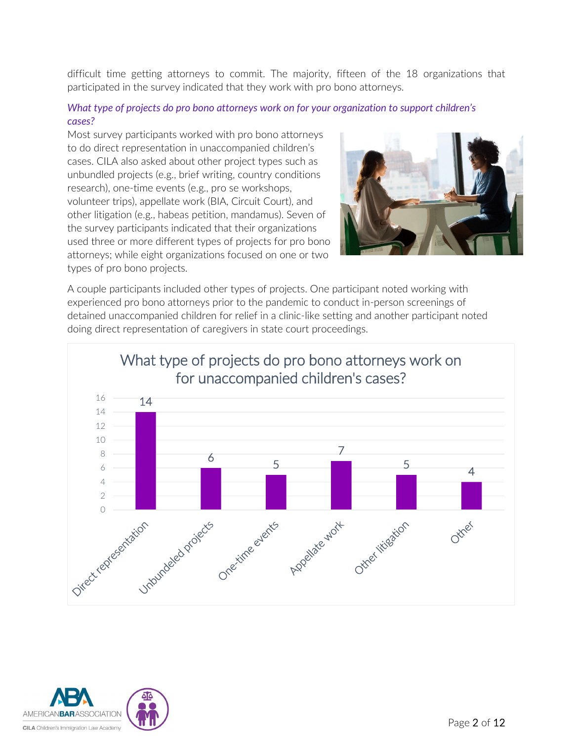difficult time getting attorneys to commit. The majority, fifteen of the 18 organizations that participated in the survey indicated that they work with pro bono attorneys.

### *What type of projects do pro bono attorneys work on for your organization to support children's cases?*

Most survey participants worked with pro bono attorneys to do direct representation in unaccompanied children's cases. CILA also asked about other project types such as unbundled projects (e.g., brief writing, country conditions research), one-time events (e.g., pro se workshops, volunteer trips), appellate work (BIA, Circuit Court), and other litigation (e.g., habeas petition, mandamus). Seven of the survey participants indicated that their organizations used three or more different types of projects for pro bono attorneys; while eight organizations focused on one or two types of pro bono projects.

A couple participants included other types of projects. One participant noted working with experienced pro bono attorneys prior to the pandemic to conduct in-person screenings of detained unaccompanied children for relief in a clinic-like setting and another participant noted doing direct representation of caregivers in state court proceedings.

**What type of projects do pro bono attorneys work on for unaccompanied children's cases?**

| Project type | Count |
|---|---|
| Direct representation | 14 |
| Unbundeled projects | 6 |
| One-time events | 5 |
| Appellate work | 7 |
| Other litigation | 5 |
| Other | 4 |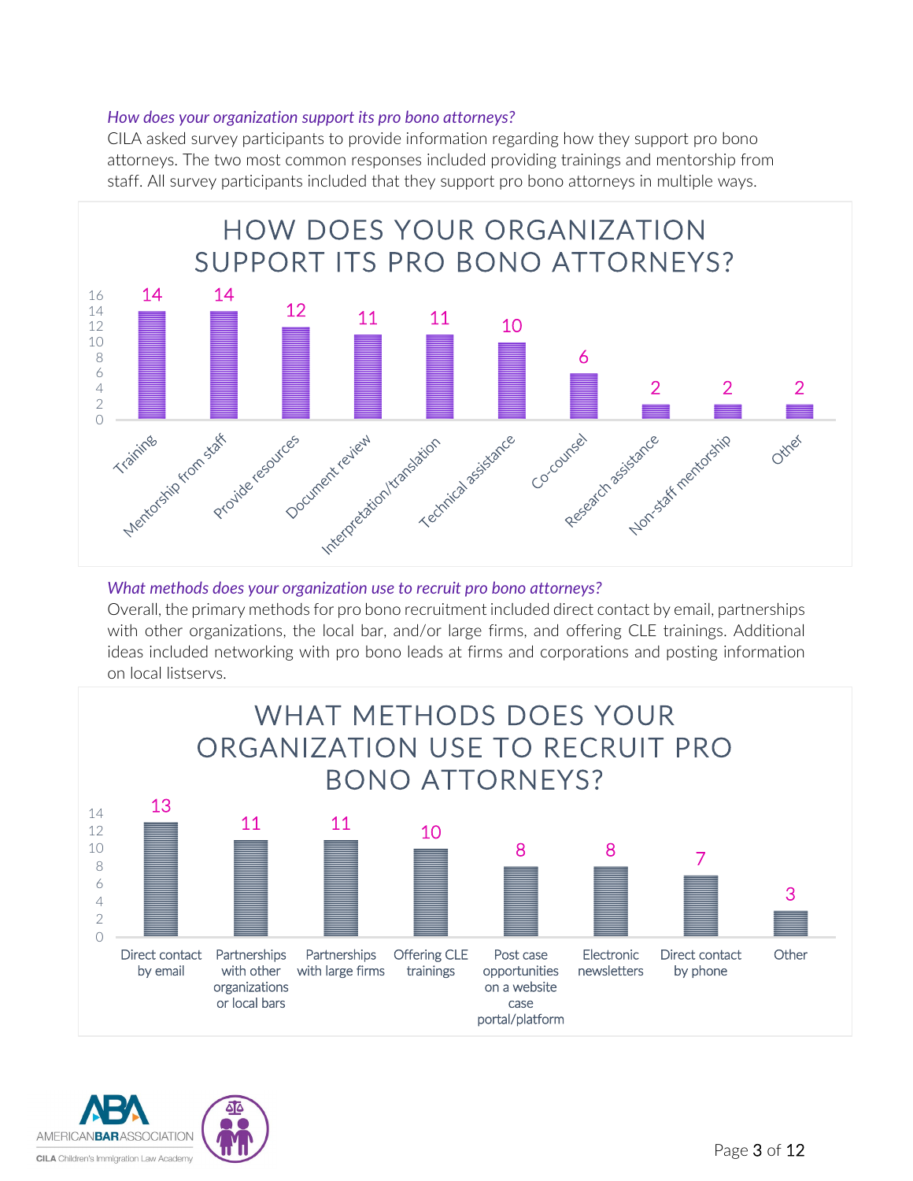*How does your organization support its pro bono attorneys?*

CILA asked survey participants to provide information regarding how they support pro bono attorneys. The two most common responses included providing trainings and mentorship from staff. All survey participants included that they support pro bono attorneys in multiple ways.

**HOW DOES YOUR ORGANIZATION SUPPORT ITS PRO BONO ATTORNEYS?**

| Support | Count |
| --- | --- |
| Training | 14 |
| Mentorship from staff | 14 |
| Provide resources | 12 |
| Document review | 11 |
| Interpretation/translation | 11 |
| Technical assistance | 10 |
| Co-counsel | 6 |
| Research assistance | 2 |
| Non-staff mentorship | 2 |
| Other | 2 |

*What methods does your organization use to recruit pro bono attorneys?*

Overall, the primary methods for pro bono recruitment included direct contact by email, partnerships with other organizations, the local bar, and/or large firms, and offering CLE trainings. Additional ideas included networking with pro bono leads at firms and corporations and posting information on local listservs.

**WHAT METHODS DOES YOUR ORGANIZATION USE TO RECRUIT PRO BONO ATTORNEYS?**

| Method | Count |
| --- | --- |
| Direct contact by email | 13 |
| Partnerships with other organizations or local bars | 11 |
| Partnerships with large firms | 11 |
| Offering CLE trainings | 10 |
| Post case opportunities on a website case portal/platform | 8 |
| Electronic newsletters | 8 |
| Direct contact by phone | 7 |
| Other | 3 |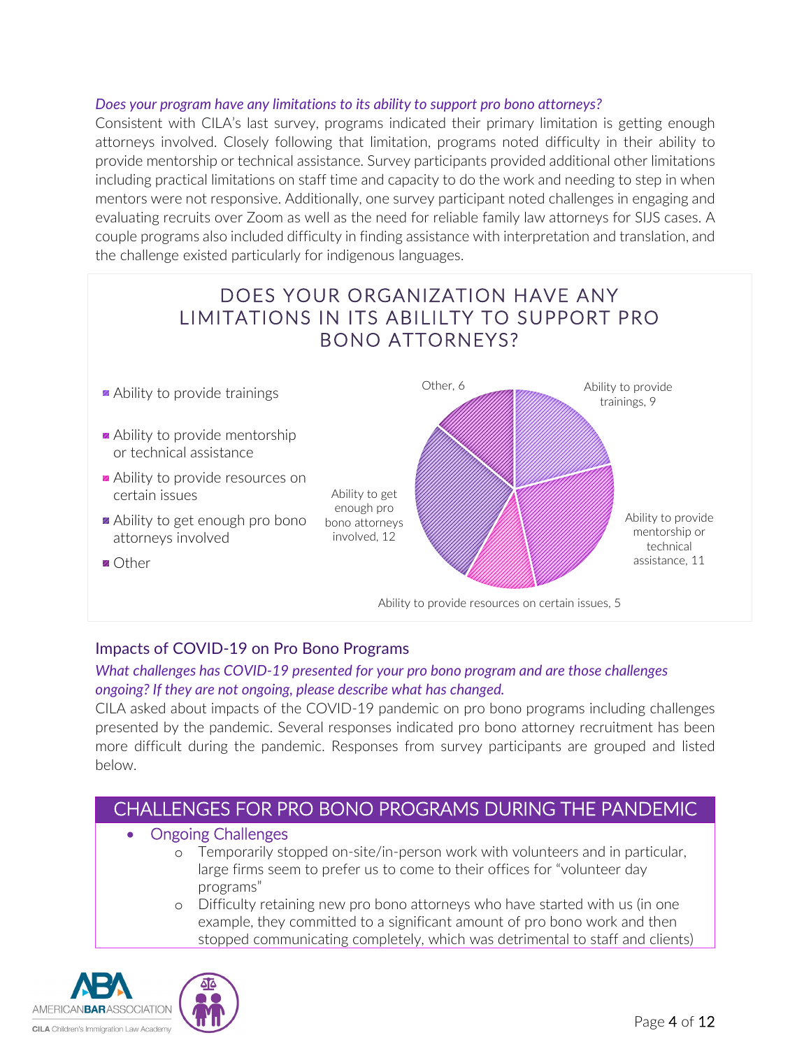*Does your program have any limitations to its ability to support pro bono attorneys?*

Consistent with CILA's last survey, programs indicated their primary limitation is getting enough attorneys involved. Closely following that limitation, programs noted difficulty in their ability to provide mentorship or technical assistance. Survey participants provided additional other limitations including practical limitations on staff time and capacity to do the work and needing to step in when mentors were not responsive. Additionally, one survey participant noted challenges in engaging and evaluating recruits over Zoom as well as the need for reliable family law attorneys for SIJS cases. A couple programs also included difficulty in finding assistance with interpretation and translation, and the challenge existed particularly for indigenous languages.

### DOES YOUR ORGANIZATION HAVE ANY LIMITATIONS IN ITS ABILILTY TO SUPPORT PRO BONO ATTORNEYS?

| Limitation | Count |
| --- | --- |
| Ability to provide trainings | 9 |
| Ability to provide mentorship or technical assistance | 11 |
| Ability to provide resources on certain issues | 5 |
| Ability to get enough pro bono attorneys involved | 12 |
| Other | 6 |

## Impacts of COVID-19 on Pro Bono Programs

*What challenges has COVID-19 presented for your pro bono program and are those challenges ongoing? If they are not ongoing, please describe what has changed.*

CILA asked about impacts of the COVID-19 pandemic on pro bono programs including challenges presented by the pandemic. Several responses indicated pro bono attorney recruitment has been more difficult during the pandemic. Responses from survey participants are grouped and listed below.

### CHALLENGES FOR PRO BONO PROGRAMS DURING THE PANDEMIC

- Ongoing Challenges
  - Temporarily stopped on-site/in-person work with volunteers and in particular, large firms seem to prefer us to come to their offices for "volunteer day programs"
  - Difficulty retaining new pro bono attorneys who have started with us (in one example, they committed to a significant amount of pro bono work and then stopped communicating completely, which was detrimental to staff and clients)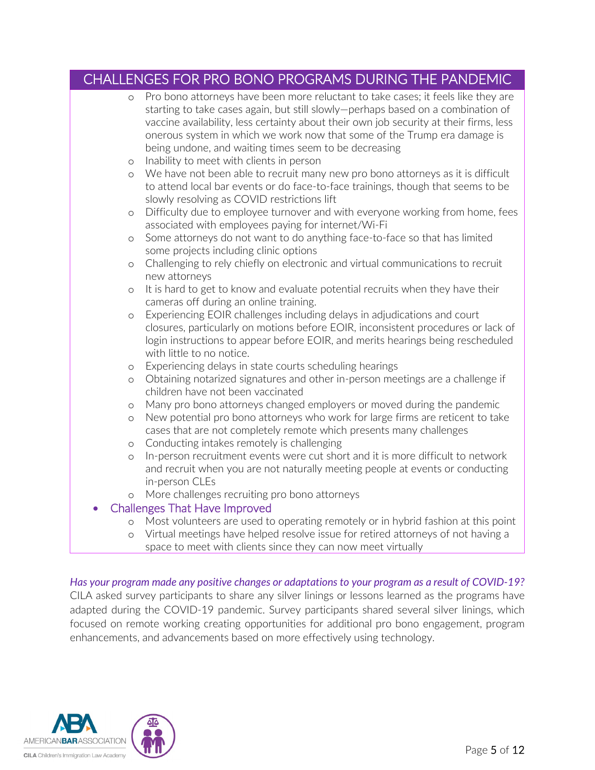## CHALLENGES FOR PRO BONO PROGRAMS DURING THE PANDEMIC

- Pro bono attorneys have been more reluctant to take cases; it feels like they are starting to take cases again, but still slowly—perhaps based on a combination of vaccine availability, less certainty about their own job security at their firms, less onerous system in which we work now that some of the Trump era damage is being undone, and waiting times seem to be decreasing
- Inability to meet with clients in person
- We have not been able to recruit many new pro bono attorneys as it is difficult to attend local bar events or do face-to-face trainings, though that seems to be slowly resolving as COVID restrictions lift
- Difficulty due to employee turnover and with everyone working from home, fees associated with employees paying for internet/Wi-Fi
- Some attorneys do not want to do anything face-to-face so that has limited some projects including clinic options
- Challenging to rely chiefly on electronic and virtual communications to recruit new attorneys
- It is hard to get to know and evaluate potential recruits when they have their cameras off during an online training.
- Experiencing EOIR challenges including delays in adjudications and court closures, particularly on motions before EOIR, inconsistent procedures or lack of login instructions to appear before EOIR, and merits hearings being rescheduled with little to no notice.
- Experiencing delays in state courts scheduling hearings
- Obtaining notarized signatures and other in-person meetings are a challenge if children have not been vaccinated
- Many pro bono attorneys changed employers or moved during the pandemic
- New potential pro bono attorneys who work for large firms are reticent to take cases that are not completely remote which presents many challenges
- Conducting intakes remotely is challenging
- In-person recruitment events were cut short and it is more difficult to network and recruit when you are not naturally meeting people at events or conducting in-person CLEs
- More challenges recruiting pro bono attorneys

- Challenges That Have Improved
  - Most volunteers are used to operating remotely or in hybrid fashion at this point
  - Virtual meetings have helped resolve issue for retired attorneys of not having a space to meet with clients since they can now meet virtually

*Has your program made any positive changes or adaptations to your program as a result of COVID-19?*
CILA asked survey participants to share any silver linings or lessons learned as the programs have adapted during the COVID-19 pandemic. Survey participants shared several silver linings, which focused on remote working creating opportunities for additional pro bono engagement, program enhancements, and advancements based on more effectively using technology.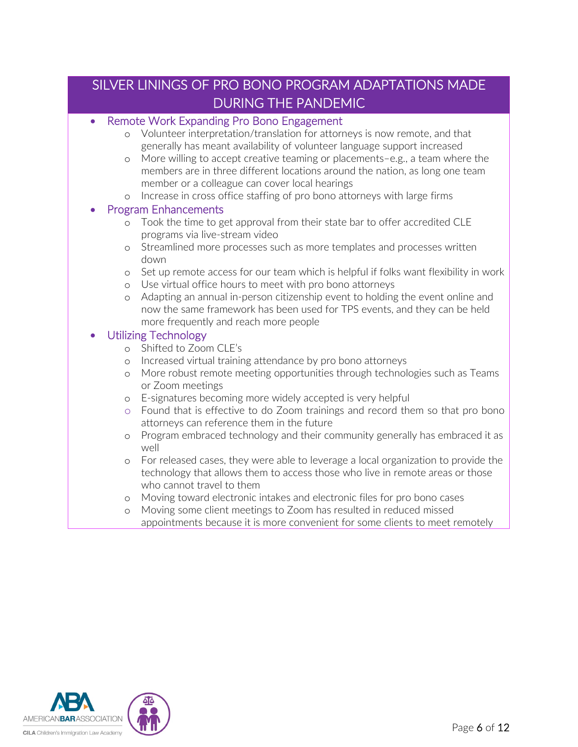## SILVER LININGS OF PRO BONO PROGRAM ADAPTATIONS MADE DURING THE PANDEMIC

- Remote Work Expanding Pro Bono Engagement
  - Volunteer interpretation/translation for attorneys is now remote, and that generally has meant availability of volunteer language support increased
  - More willing to accept creative teaming or placements–e.g., a team where the members are in three different locations around the nation, as long one team member or a colleague can cover local hearings
  - Increase in cross office staffing of pro bono attorneys with large firms
- Program Enhancements
  - Took the time to get approval from their state bar to offer accredited CLE programs via live-stream video
  - Streamlined more processes such as more templates and processes written down
  - Set up remote access for our team which is helpful if folks want flexibility in work
  - Use virtual office hours to meet with pro bono attorneys
  - Adapting an annual in-person citizenship event to holding the event online and now the same framework has been used for TPS events, and they can be held more frequently and reach more people
- Utilizing Technology
  - Shifted to Zoom CLE's
  - Increased virtual training attendance by pro bono attorneys
  - More robust remote meeting opportunities through technologies such as Teams or Zoom meetings
  - E-signatures becoming more widely accepted is very helpful
  - Found that is effective to do Zoom trainings and record them so that pro bono attorneys can reference them in the future
  - Program embraced technology and their community generally has embraced it as well
  - For released cases, they were able to leverage a local organization to provide the technology that allows them to access those who live in remote areas or those who cannot travel to them
  - Moving toward electronic intakes and electronic files for pro bono cases
  - Moving some client meetings to Zoom has resulted in reduced missed appointments because it is more convenient for some clients to meet remotely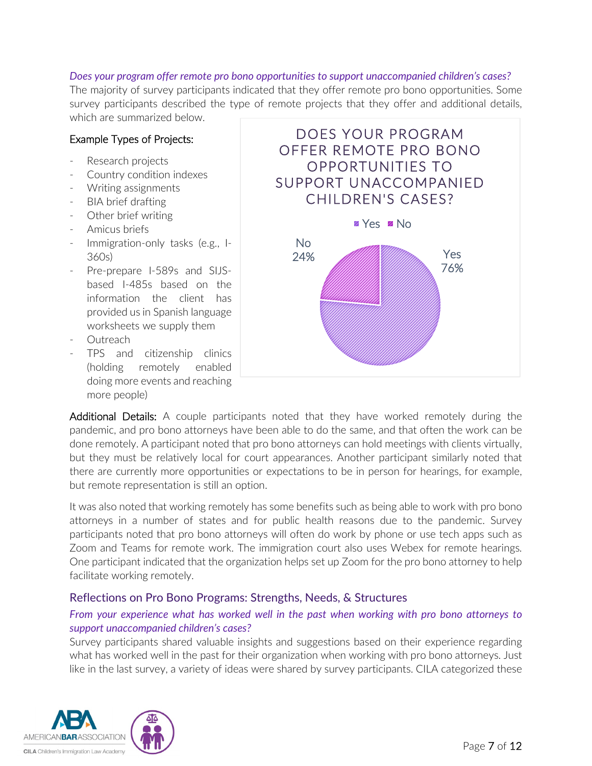*Does your program offer remote pro bono opportunities to support unaccompanied children's cases?*

The majority of survey participants indicated that they offer remote pro bono opportunities. Some survey participants described the type of remote projects that they offer and additional details, which are summarized below.

Example Types of Projects:

- Research projects
- Country condition indexes
- Writing assignments
- BIA brief drafting
- Other brief writing
- Amicus briefs
- Immigration-only tasks (e.g., I-360s)
- Pre-prepare I-589s and SIJS-based I-485s based on the information the client has provided us in Spanish language worksheets we supply them
- Outreach
- TPS and citizenship clinics (holding remotely enabled doing more events and reaching more people)

DOES YOUR PROGRAM OFFER REMOTE PRO BONO OPPORTUNITIES TO SUPPORT UNACCOMPANIED CHILDREN'S CASES?

| Response | Percentage |
| --- | --- |
| Yes | 76% |
| No | 24% |

**Additional Details:** A couple participants noted that they have worked remotely during the pandemic, and pro bono attorneys have been able to do the same, and that often the work can be done remotely. A participant noted that pro bono attorneys can hold meetings with clients virtually, but they must be relatively local for court appearances. Another participant similarly noted that there are currently more opportunities or expectations to be in person for hearings, for example, but remote representation is still an option.

It was also noted that working remotely has some benefits such as being able to work with pro bono attorneys in a number of states and for public health reasons due to the pandemic. Survey participants noted that pro bono attorneys will often do work by phone or use tech apps such as Zoom and Teams for remote work. The immigration court also uses Webex for remote hearings. One participant indicated that the organization helps set up Zoom for the pro bono attorney to help facilitate working remotely.

## Reflections on Pro Bono Programs: Strengths, Needs, & Structures

*From your experience what has worked well in the past when working with pro bono attorneys to support unaccompanied children's cases?*

Survey participants shared valuable insights and suggestions based on their experience regarding what has worked well in the past for their organization when working with pro bono attorneys. Just like in the last survey, a variety of ideas were shared by survey participants. CILA categorized these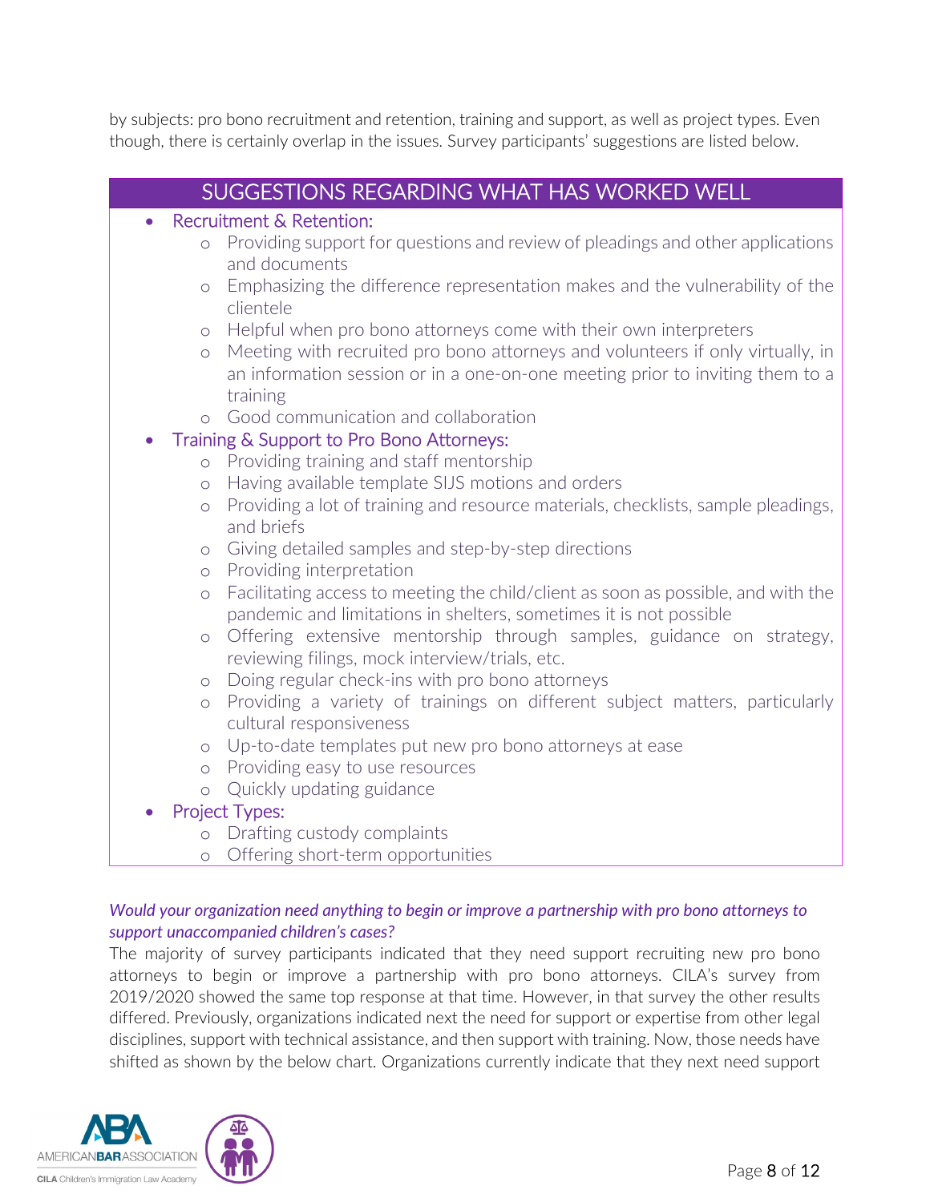by subjects: pro bono recruitment and retention, training and support, as well as project types. Even though, there is certainly overlap in the issues. Survey participants' suggestions are listed below.

## SUGGESTIONS REGARDING WHAT HAS WORKED WELL

- Recruitment & Retention:
  - Providing support for questions and review of pleadings and other applications and documents
  - Emphasizing the difference representation makes and the vulnerability of the clientele
  - Helpful when pro bono attorneys come with their own interpreters
  - Meeting with recruited pro bono attorneys and volunteers if only virtually, in an information session or in a one-on-one meeting prior to inviting them to a training
  - Good communication and collaboration
- Training & Support to Pro Bono Attorneys:
  - Providing training and staff mentorship
  - Having available template SIJS motions and orders
  - Providing a lot of training and resource materials, checklists, sample pleadings, and briefs
  - Giving detailed samples and step-by-step directions
  - Providing interpretation
  - Facilitating access to meeting the child/client as soon as possible, and with the pandemic and limitations in shelters, sometimes it is not possible
  - Offering extensive mentorship through samples, guidance on strategy, reviewing filings, mock interview/trials, etc.
  - Doing regular check-ins with pro bono attorneys
  - Providing a variety of trainings on different subject matters, particularly cultural responsiveness
  - Up-to-date templates put new pro bono attorneys at ease
  - Providing easy to use resources
  - Quickly updating guidance
- Project Types:
  - Drafting custody complaints
  - Offering short-term opportunities

*Would your organization need anything to begin or improve a partnership with pro bono attorneys to support unaccompanied children's cases?*

The majority of survey participants indicated that they need support recruiting new pro bono attorneys to begin or improve a partnership with pro bono attorneys. CILA's survey from 2019/2020 showed the same top response at that time. However, in that survey the other results differed. Previously, organizations indicated next the need for support or expertise from other legal disciplines, support with technical assistance, and then support with training. Now, those needs have shifted as shown by the below chart. Organizations currently indicate that they next need support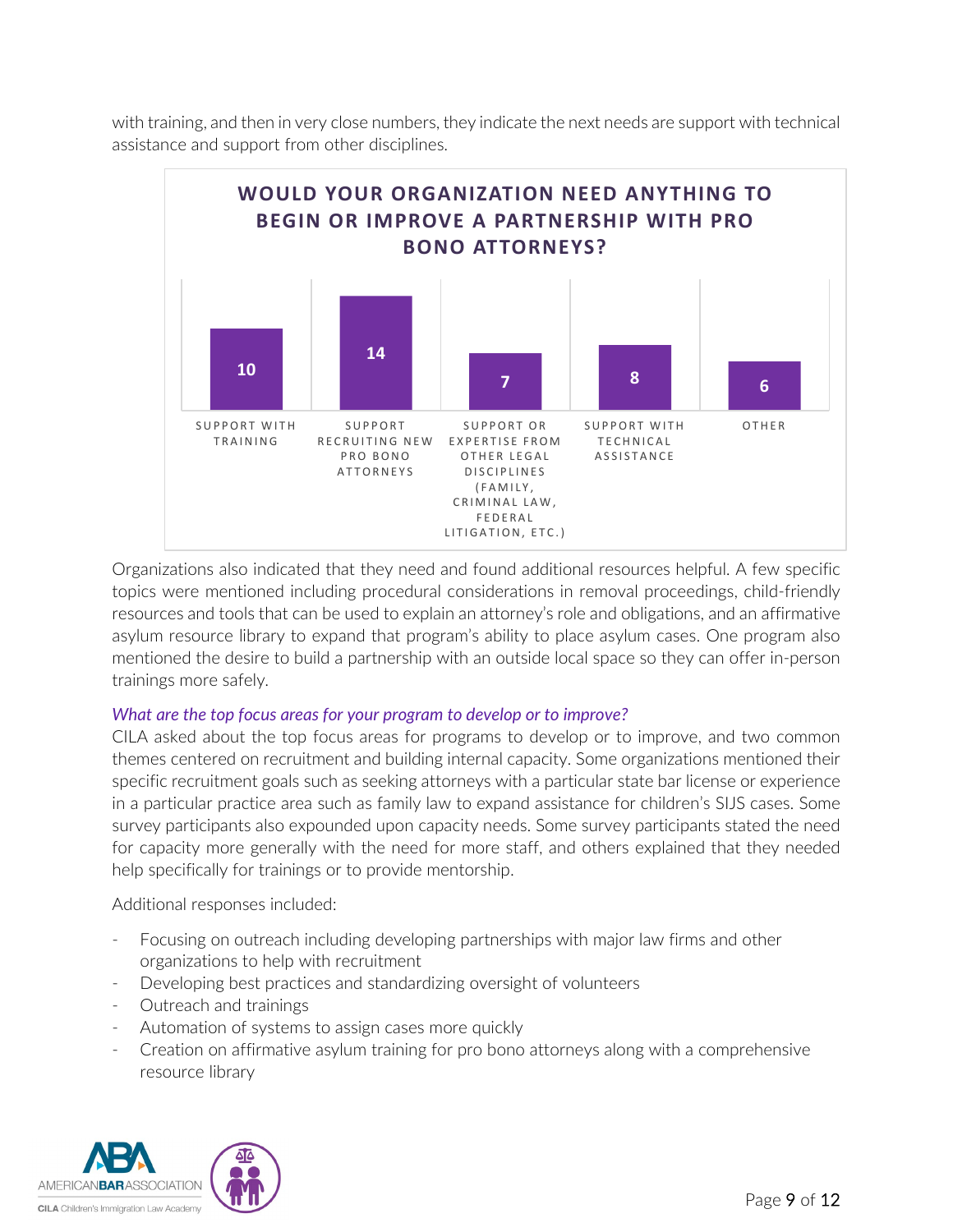with training, and then in very close numbers, they indicate the next needs are support with technical assistance and support from other disciplines.

**WOULD YOUR ORGANIZATION NEED ANYTHING TO BEGIN OR IMPROVE A PARTNERSHIP WITH PRO BONO ATTORNEYS?**

| Support with training | Support recruiting new pro bono attorneys | Support or expertise from other legal disciplines (family, criminal law, federal litigation, etc.) | Support with technical assistance | Other |
|---|---|---|---|---|
| 10 | 14 | 7 | 8 | 6 |

Organizations also indicated that they need and found additional resources helpful. A few specific topics were mentioned including procedural considerations in removal proceedings, child-friendly resources and tools that can be used to explain an attorney's role and obligations, and an affirmative asylum resource library to expand that program's ability to place asylum cases. One program also mentioned the desire to build a partnership with an outside local space so they can offer in-person trainings more safely.

*What are the top focus areas for your program to develop or to improve?*

CILA asked about the top focus areas for programs to develop or to improve, and two common themes centered on recruitment and building internal capacity. Some organizations mentioned their specific recruitment goals such as seeking attorneys with a particular state bar license or experience in a particular practice area such as family law to expand assistance for children's SIJS cases. Some survey participants also expounded upon capacity needs. Some survey participants stated the need for capacity more generally with the need for more staff, and others explained that they needed help specifically for trainings or to provide mentorship.

Additional responses included:

- Focusing on outreach including developing partnerships with major law firms and other organizations to help with recruitment
- Developing best practices and standardizing oversight of volunteers
- Outreach and trainings
- Automation of systems to assign cases more quickly
- Creation on affirmative asylum training for pro bono attorneys along with a comprehensive resource library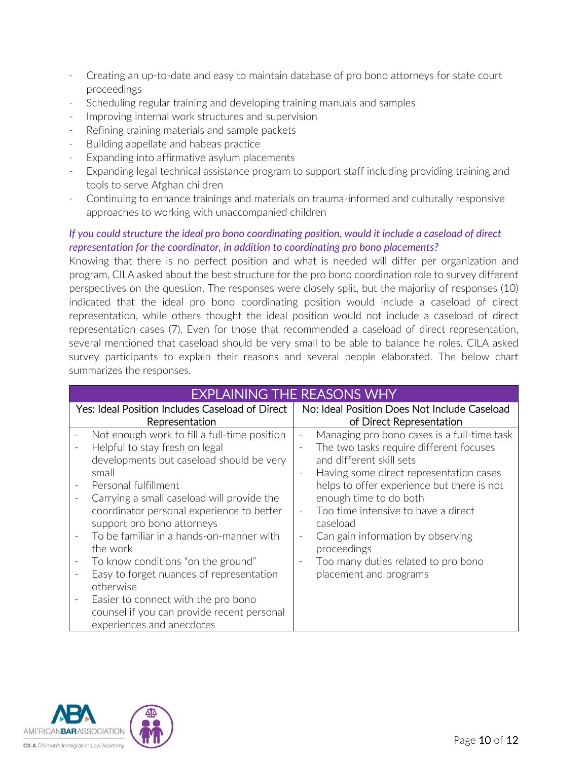- Creating an up-to-date and easy to maintain database of pro bono attorneys for state court proceedings
- Scheduling regular training and developing training manuals and samples
- Improving internal work structures and supervision
- Refining training materials and sample packets
- Building appellate and habeas practice
- Expanding into affirmative asylum placements
- Expanding legal technical assistance program to support staff including providing training and tools to serve Afghan children
- Continuing to enhance trainings and materials on trauma-informed and culturally responsive approaches to working with unaccompanied children

*If you could structure the ideal pro bono coordinating position, would it include a caseload of direct representation for the coordinator, in addition to coordinating pro bono placements?*

Knowing that there is no perfect position and what is needed will differ per organization and program, CILA asked about the best structure for the pro bono coordination role to survey different perspectives on the question. The responses were closely split, but the majority of responses (10) indicated that the ideal pro bono coordinating position would include a caseload of direct representation, while others thought the ideal position would not include a caseload of direct representation cases (7). Even for those that recommended a caseload of direct representation, several mentioned that caseload should be very small to be able to balance he roles. CILA asked survey participants to explain their reasons and several people elaborated. The below chart summarizes the responses.

| EXPLAINING THE REASONS WHY | |
|---|---|
| Yes: Ideal Position Includes Caseload of Direct Representation | No: Ideal Position Does Not Include Caseload of Direct Representation |
| - Not enough work to fill a full-time position<br>- Helpful to stay fresh on legal developments but caseload should be very small<br>- Personal fulfillment<br>- Carrying a small caseload will provide the coordinator personal experience to better support pro bono attorneys<br>- To be familiar in a hands-on-manner with the work<br>- To know conditions "on the ground"<br>- Easy to forget nuances of representation otherwise<br>- Easier to connect with the pro bono counsel if you can provide recent personal experiences and anecdotes | - Managing pro bono cases is a full-time task<br>- The two tasks require different focuses and different skill sets<br>- Having some direct representation cases helps to offer experience but there is not enough time to do both<br>- Too time intensive to have a direct caseload<br>- Can gain information by observing proceedings<br>- Too many duties related to pro bono placement and programs |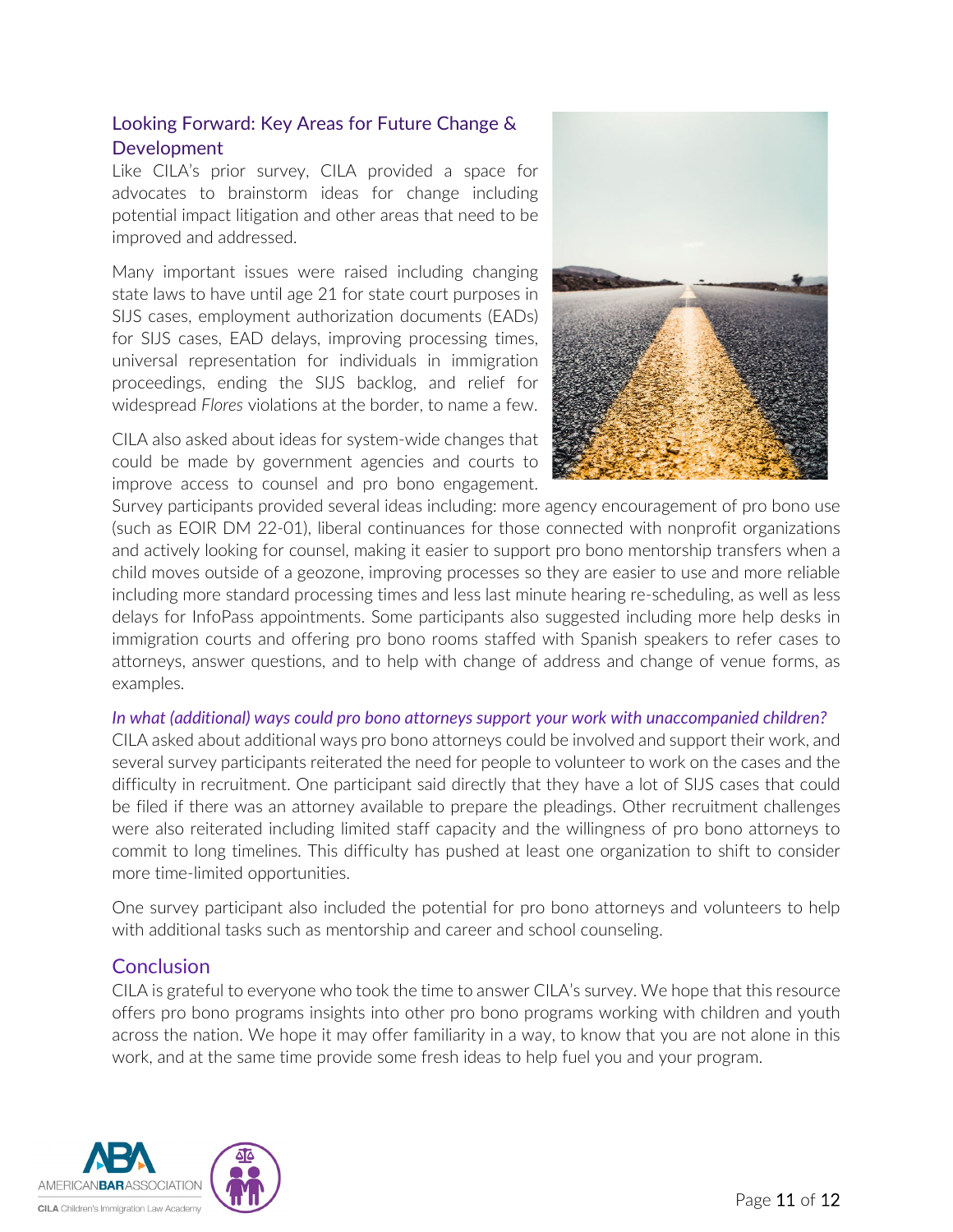## Looking Forward: Key Areas for Future Change & Development

Like CILA's prior survey, CILA provided a space for advocates to brainstorm ideas for change including potential impact litigation and other areas that need to be improved and addressed.

Many important issues were raised including changing state laws to have until age 21 for state court purposes in SIJS cases, employment authorization documents (EADs) for SIJS cases, EAD delays, improving processing times, universal representation for individuals in immigration proceedings, ending the SIJS backlog, and relief for widespread *Flores* violations at the border, to name a few.

CILA also asked about ideas for system-wide changes that could be made by government agencies and courts to improve access to counsel and pro bono engagement. Survey participants provided several ideas including: more agency encouragement of pro bono use (such as EOIR DM 22-01), liberal continuances for those connected with nonprofit organizations and actively looking for counsel, making it easier to support pro bono mentorship transfers when a child moves outside of a geozone, improving processes so they are easier to use and more reliable including more standard processing times and less last minute hearing re-scheduling, as well as less delays for InfoPass appointments. Some participants also suggested including more help desks in immigration courts and offering pro bono rooms staffed with Spanish speakers to refer cases to attorneys, answer questions, and to help with change of address and change of venue forms, as examples.

*In what (additional) ways could pro bono attorneys support your work with unaccompanied children?*

CILA asked about additional ways pro bono attorneys could be involved and support their work, and several survey participants reiterated the need for people to volunteer to work on the cases and the difficulty in recruitment. One participant said directly that they have a lot of SIJS cases that could be filed if there was an attorney available to prepare the pleadings. Other recruitment challenges were also reiterated including limited staff capacity and the willingness of pro bono attorneys to commit to long timelines. This difficulty has pushed at least one organization to shift to consider more time-limited opportunities.

One survey participant also included the potential for pro bono attorneys and volunteers to help with additional tasks such as mentorship and career and school counseling.

## Conclusion

CILA is grateful to everyone who took the time to answer CILA's survey. We hope that this resource offers pro bono programs insights into other pro bono programs working with children and youth across the nation. We hope it may offer familiarity in a way, to know that you are not alone in this work, and at the same time provide some fresh ideas to help fuel you and your program.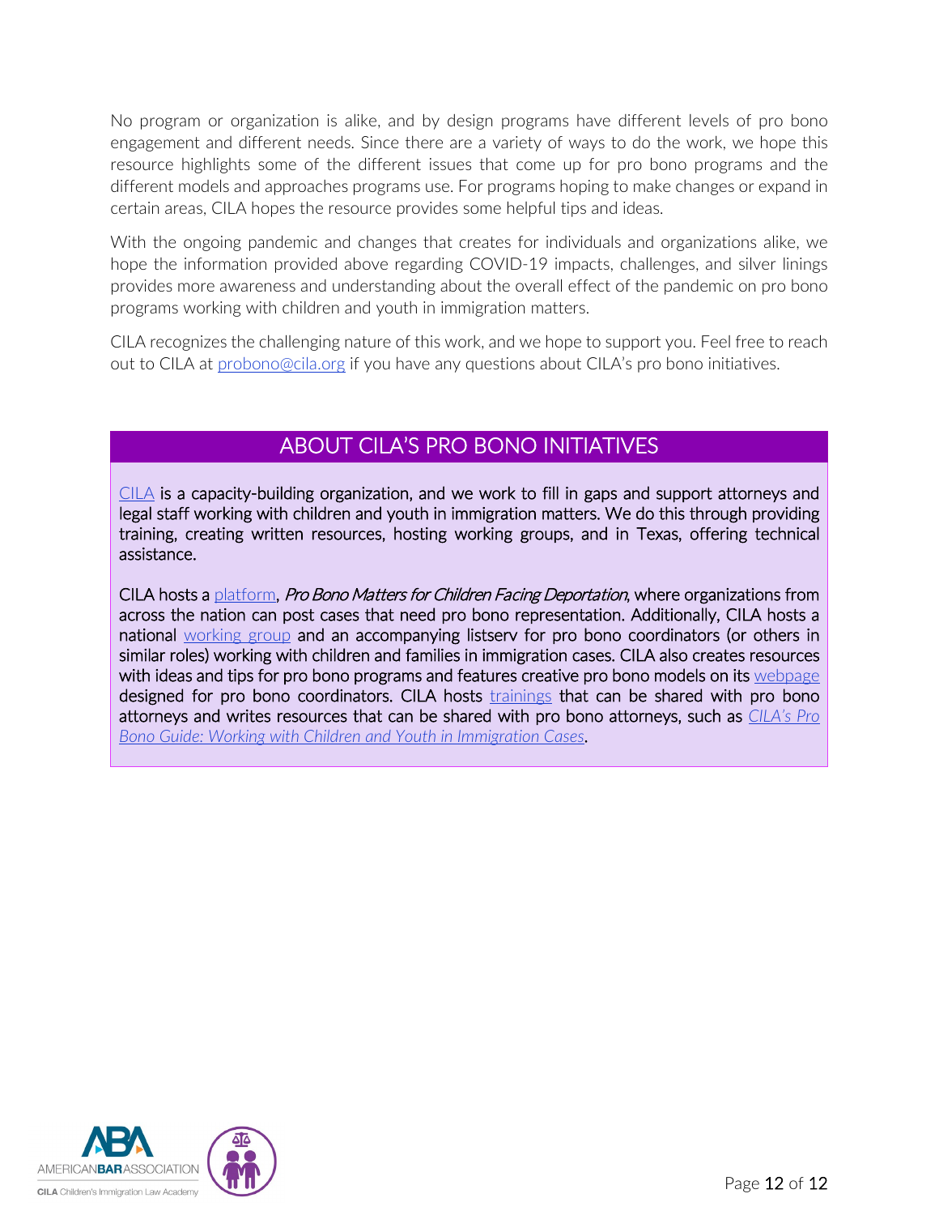No program or organization is alike, and by design programs have different levels of pro bono engagement and different needs. Since there are a variety of ways to do the work, we hope this resource highlights some of the different issues that come up for pro bono programs and the different models and approaches programs use. For programs hoping to make changes or expand in certain areas, CILA hopes the resource provides some helpful tips and ideas.

With the ongoing pandemic and changes that creates for individuals and organizations alike, we hope the information provided above regarding COVID-19 impacts, challenges, and silver linings provides more awareness and understanding about the overall effect of the pandemic on pro bono programs working with children and youth in immigration matters.

CILA recognizes the challenging nature of this work, and we hope to support you. Feel free to reach out to CILA at probono@cila.org if you have any questions about CILA's pro bono initiatives.

## ABOUT CILA'S PRO BONO INITIATIVES

CILA is a capacity-building organization, and we work to fill in gaps and support attorneys and legal staff working with children and youth in immigration matters. We do this through providing training, creating written resources, hosting working groups, and in Texas, offering technical assistance.

CILA hosts a platform, *Pro Bono Matters for Children Facing Deportation*, where organizations from across the nation can post cases that need pro bono representation. Additionally, CILA hosts a national working group and an accompanying listserv for pro bono coordinators (or others in similar roles) working with children and families in immigration cases. CILA also creates resources with ideas and tips for pro bono programs and features creative pro bono models on its webpage designed for pro bono coordinators. CILA hosts trainings that can be shared with pro bono attorneys and writes resources that can be shared with pro bono attorneys, such as *CILA's Pro Bono Guide: Working with Children and Youth in Immigration Cases*.